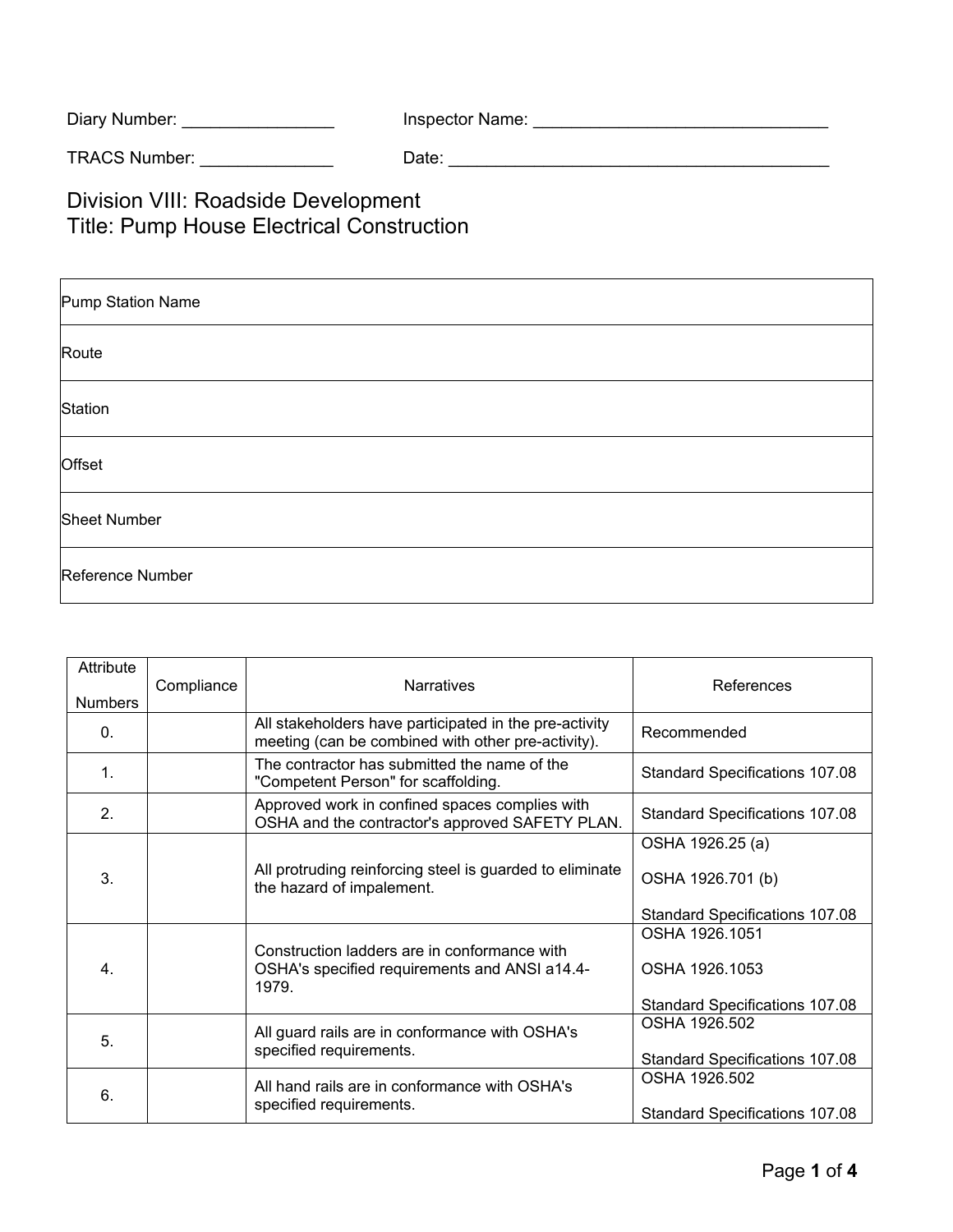Diary Number: ________________ Inspector Name: _______________________________

TRACS Number: ______________ Date: _________________________________________

# Division VIII: Roadside Development
# Title: Pump House Electrical Construction

| Pump Station Name |
|---|
| Route |
| Station |
| Offset |
| Sheet Number |
| Reference Number |

| Attribute Numbers | Compliance | Narratives | References |
|---|---|---|---|
| 0. | | All stakeholders have participated in the pre-activity meeting (can be combined with other pre-activity). | Recommended |
| 1. | | The contractor has submitted the name of the "Competent Person" for scaffolding. | Standard Specifications 107.08 |
| 2. | | Approved work in confined spaces complies with OSHA and the contractor's approved SAFETY PLAN. | Standard Specifications 107.08 |
| 3. | | All protruding reinforcing steel is guarded to eliminate the hazard of impalement. | OSHA 1926.25 (a)<br><br>OSHA 1926.701 (b)<br><br>Standard Specifications 107.08 |
| 4. | | Construction ladders are in conformance with OSHA's specified requirements and ANSI a14.4-1979. | OSHA 1926.1051<br><br>OSHA 1926.1053<br><br>Standard Specifications 107.08 |
| 5. | | All guard rails are in conformance with OSHA's specified requirements. | OSHA 1926.502<br><br>Standard Specifications 107.08 |
| 6. | | All hand rails are in conformance with OSHA's specified requirements. | OSHA 1926.502<br><br>Standard Specifications 107.08 |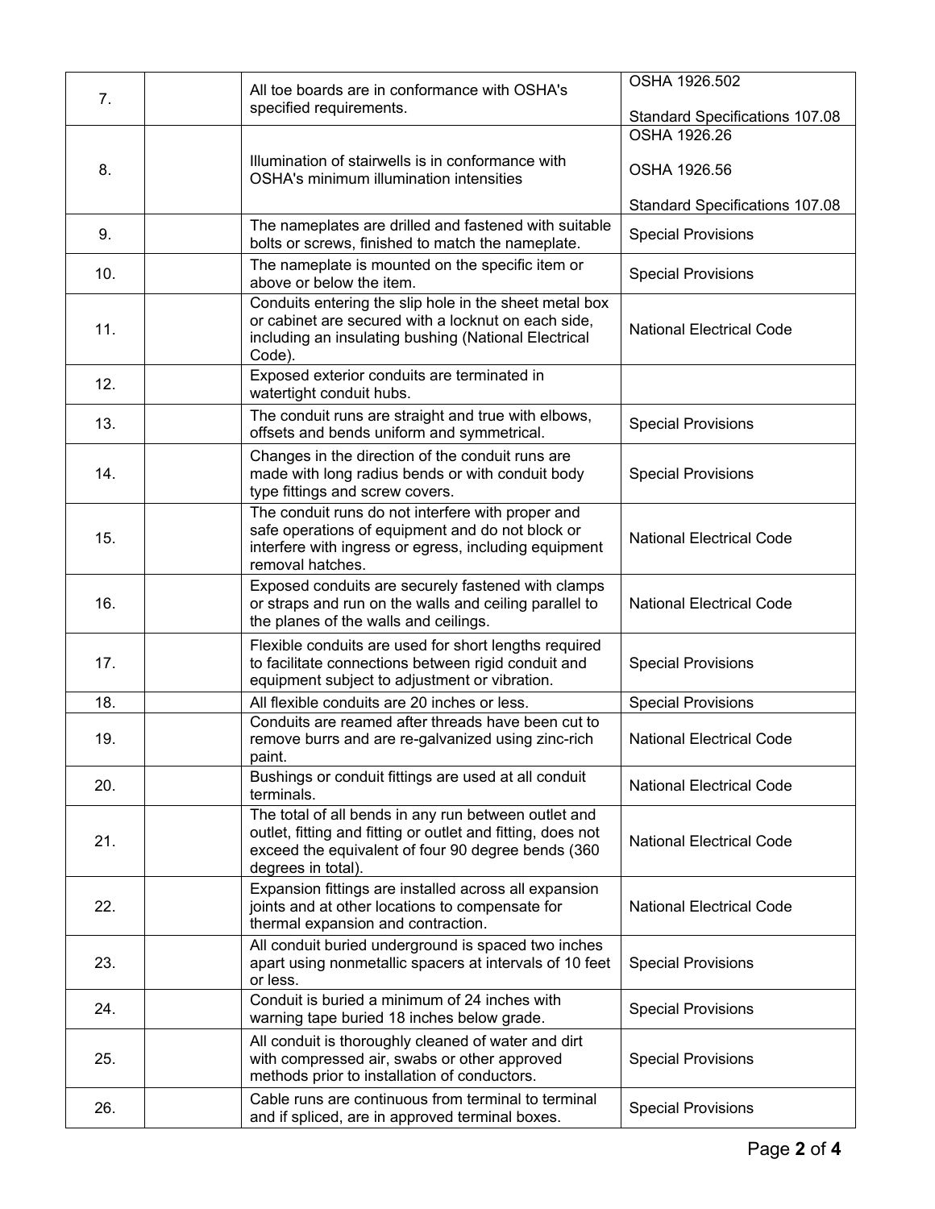| | | | |
|---|---|---|---|
| 7. | | All toe boards are in conformance with OSHA's specified requirements. | OSHA 1926.502<br><br>Standard Specifications 107.08 |
| 8. | | Illumination of stairwells is in conformance with OSHA's minimum illumination intensities | OSHA 1926.26<br><br>OSHA 1926.56<br><br>Standard Specifications 107.08 |
| 9. | | The nameplates are drilled and fastened with suitable bolts or screws, finished to match the nameplate. | Special Provisions |
| 10. | | The nameplate is mounted on the specific item or above or below the item. | Special Provisions |
| 11. | | Conduits entering the slip hole in the sheet metal box or cabinet are secured with a locknut on each side, including an insulating bushing (National Electrical Code). | National Electrical Code |
| 12. | | Exposed exterior conduits are terminated in watertight conduit hubs. | |
| 13. | | The conduit runs are straight and true with elbows, offsets and bends uniform and symmetrical. | Special Provisions |
| 14. | | Changes in the direction of the conduit runs are made with long radius bends or with conduit body type fittings and screw covers. | Special Provisions |
| 15. | | The conduit runs do not interfere with proper and safe operations of equipment and do not block or interfere with ingress or egress, including equipment removal hatches. | National Electrical Code |
| 16. | | Exposed conduits are securely fastened with clamps or straps and run on the walls and ceiling parallel to the planes of the walls and ceilings. | National Electrical Code |
| 17. | | Flexible conduits are used for short lengths required to facilitate connections between rigid conduit and equipment subject to adjustment or vibration. | Special Provisions |
| 18. | | All flexible conduits are 20 inches or less. | Special Provisions |
| 19. | | Conduits are reamed after threads have been cut to remove burrs and are re-galvanized using zinc-rich paint. | National Electrical Code |
| 20. | | Bushings or conduit fittings are used at all conduit terminals. | National Electrical Code |
| 21. | | The total of all bends in any run between outlet and outlet, fitting and fitting or outlet and fitting, does not exceed the equivalent of four 90 degree bends (360 degrees in total). | National Electrical Code |
| 22. | | Expansion fittings are installed across all expansion joints and at other locations to compensate for thermal expansion and contraction. | National Electrical Code |
| 23. | | All conduit buried underground is spaced two inches apart using nonmetallic spacers at intervals of 10 feet or less. | Special Provisions |
| 24. | | Conduit is buried a minimum of 24 inches with warning tape buried 18 inches below grade. | Special Provisions |
| 25. | | All conduit is thoroughly cleaned of water and dirt with compressed air, swabs or other approved methods prior to installation of conductors. | Special Provisions |
| 26. | | Cable runs are continuous from terminal to terminal and if spliced, are in approved terminal boxes. | Special Provisions |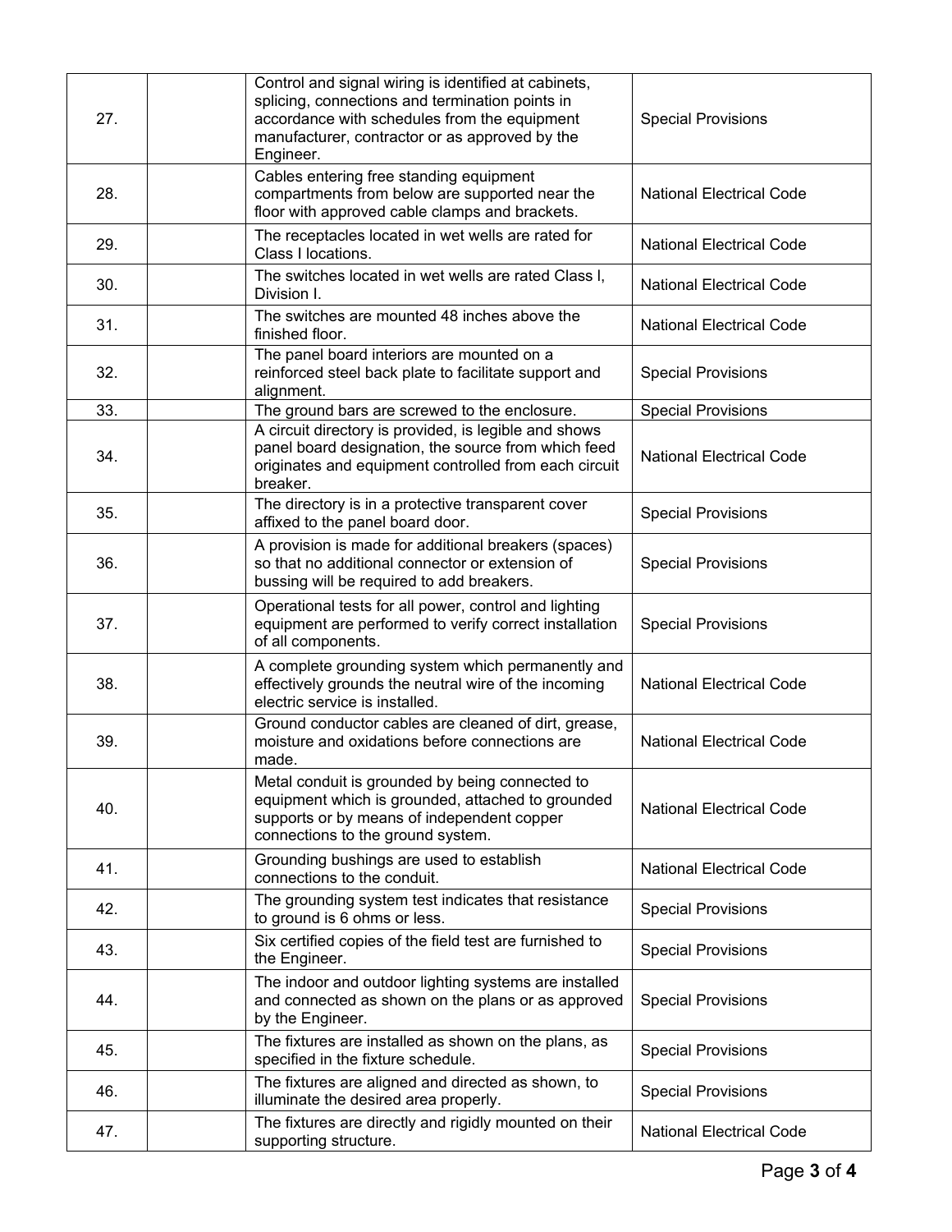| | | | |
|---|---|---|---|
| 27. | | Control and signal wiring is identified at cabinets, splicing, connections and termination points in accordance with schedules from the equipment manufacturer, contractor or as approved by the Engineer. | Special Provisions |
| 28. | | Cables entering free standing equipment compartments from below are supported near the floor with approved cable clamps and brackets. | National Electrical Code |
| 29. | | The receptacles located in wet wells are rated for Class I locations. | National Electrical Code |
| 30. | | The switches located in wet wells are rated Class I, Division I. | National Electrical Code |
| 31. | | The switches are mounted 48 inches above the finished floor. | National Electrical Code |
| 32. | | The panel board interiors are mounted on a reinforced steel back plate to facilitate support and alignment. | Special Provisions |
| 33. | | The ground bars are screwed to the enclosure. | Special Provisions |
| 34. | | A circuit directory is provided, is legible and shows panel board designation, the source from which feed originates and equipment controlled from each circuit breaker. | National Electrical Code |
| 35. | | The directory is in a protective transparent cover affixed to the panel board door. | Special Provisions |
| 36. | | A provision is made for additional breakers (spaces) so that no additional connector or extension of bussing will be required to add breakers. | Special Provisions |
| 37. | | Operational tests for all power, control and lighting equipment are performed to verify correct installation of all components. | Special Provisions |
| 38. | | A complete grounding system which permanently and effectively grounds the neutral wire of the incoming electric service is installed. | National Electrical Code |
| 39. | | Ground conductor cables are cleaned of dirt, grease, moisture and oxidations before connections are made. | National Electrical Code |
| 40. | | Metal conduit is grounded by being connected to equipment which is grounded, attached to grounded supports or by means of independent copper connections to the ground system. | National Electrical Code |
| 41. | | Grounding bushings are used to establish connections to the conduit. | National Electrical Code |
| 42. | | The grounding system test indicates that resistance to ground is 6 ohms or less. | Special Provisions |
| 43. | | Six certified copies of the field test are furnished to the Engineer. | Special Provisions |
| 44. | | The indoor and outdoor lighting systems are installed and connected as shown on the plans or as approved by the Engineer. | Special Provisions |
| 45. | | The fixtures are installed as shown on the plans, as specified in the fixture schedule. | Special Provisions |
| 46. | | The fixtures are aligned and directed as shown, to illuminate the desired area properly. | Special Provisions |
| 47. | | The fixtures are directly and rigidly mounted on their supporting structure. | National Electrical Code |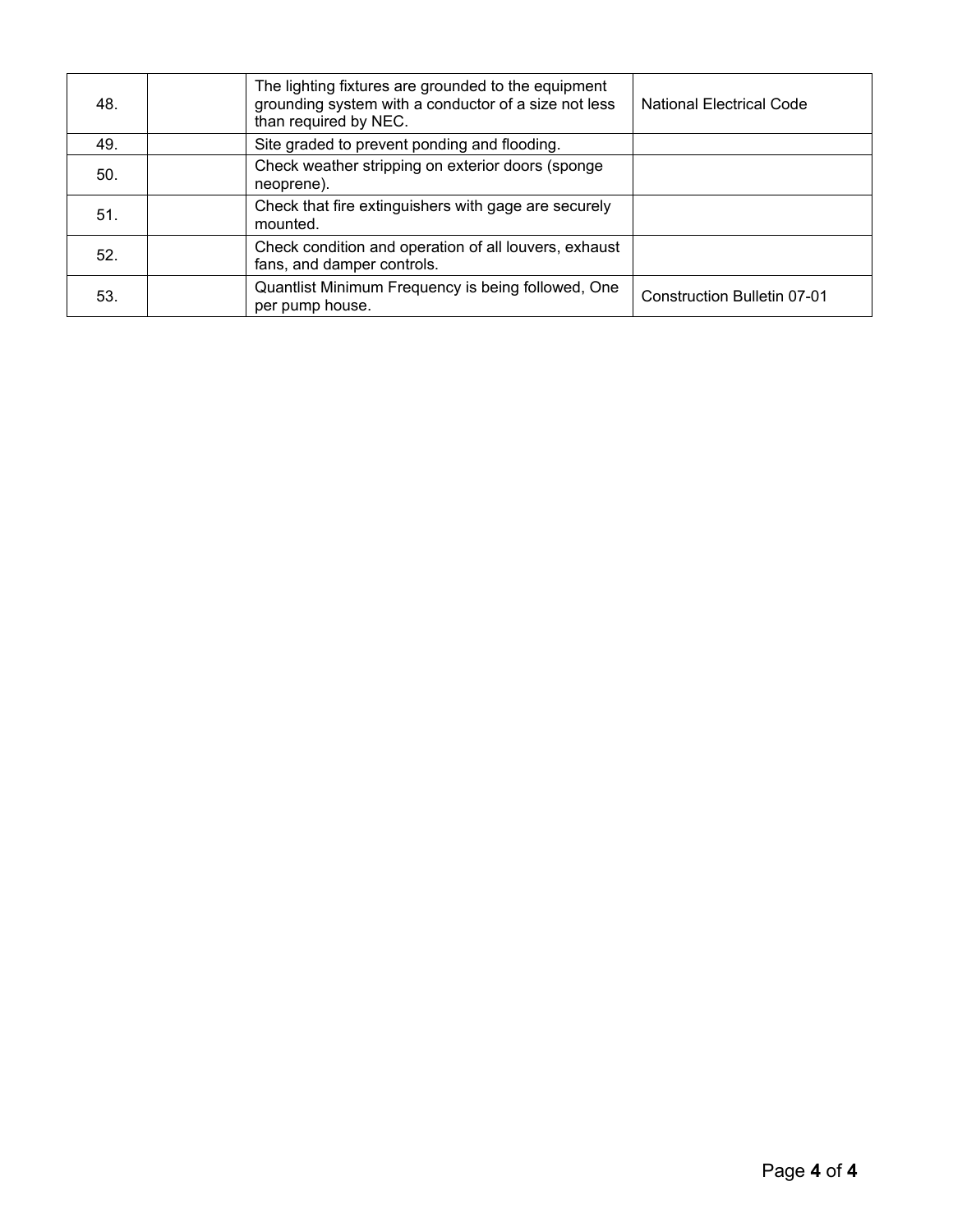| | | | |
|---|---|---|---|
| 48. | | The lighting fixtures are grounded to the equipment grounding system with a conductor of a size not less than required by NEC. | National Electrical Code |
| 49. | | Site graded to prevent ponding and flooding. | |
| 50. | | Check weather stripping on exterior doors (sponge neoprene). | |
| 51. | | Check that fire extinguishers with gage are securely mounted. | |
| 52. | | Check condition and operation of all louvers, exhaust fans, and damper controls. | |
| 53. | | Quantlist Minimum Frequency is being followed, One per pump house. | Construction Bulletin 07-01 |